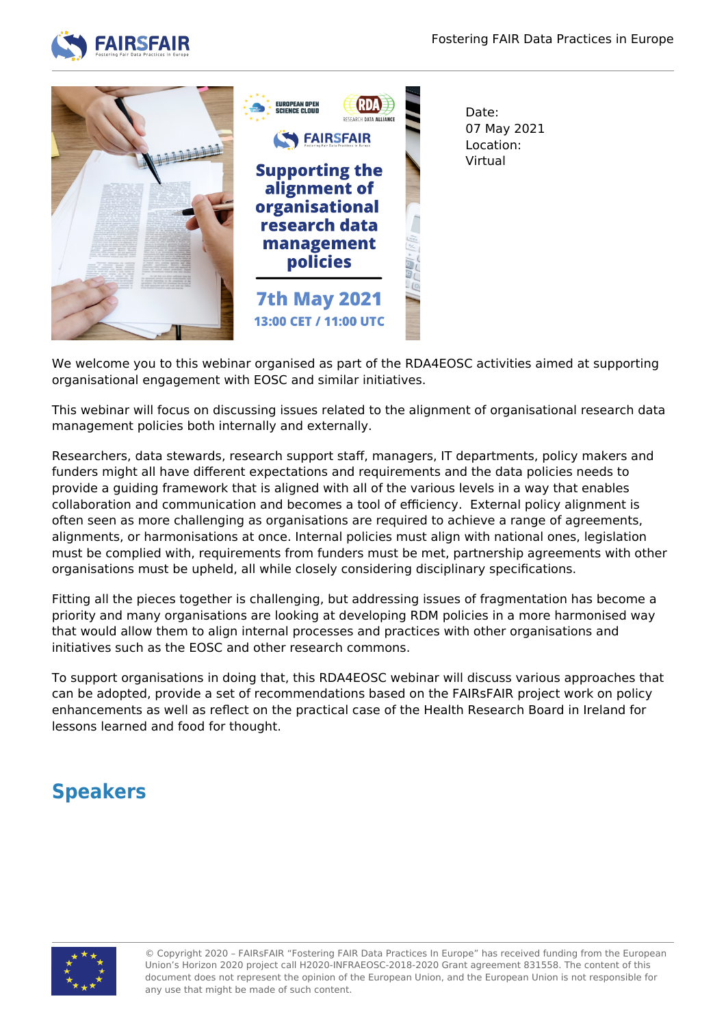Date:
07 May 2021
Location:
Virtual

We welcome you to this webinar organised as part of the RDA4EOSC activities aimed at supporting organisational engagement with EOSC and similar initiatives.

This webinar will focus on discussing issues related to the alignment of organisational research data management policies both internally and externally.

Researchers, data stewards, research support staff, managers, IT departments, policy makers and funders might all have different expectations and requirements and the data policies needs to provide a guiding framework that is aligned with all of the various levels in a way that enables collaboration and communication and becomes a tool of efficiency. External policy alignment is often seen as more challenging as organisations are required to achieve a range of agreements, alignments, or harmonisations at once. Internal policies must align with national ones, legislation must be complied with, requirements from funders must be met, partnership agreements with other organisations must be upheld, all while closely considering disciplinary specifications.

Fitting all the pieces together is challenging, but addressing issues of fragmentation has become a priority and many organisations are looking at developing RDM policies in a more harmonised way that would allow them to align internal processes and practices with other organisations and initiatives such as the EOSC and other research commons.

To support organisations in doing that, this RDA4EOSC webinar will discuss various approaches that can be adopted, provide a set of recommendations based on the FAIRsFAIR project work on policy enhancements as well as reflect on the practical case of the Health Research Board in Ireland for lessons learned and food for thought.

## Speakers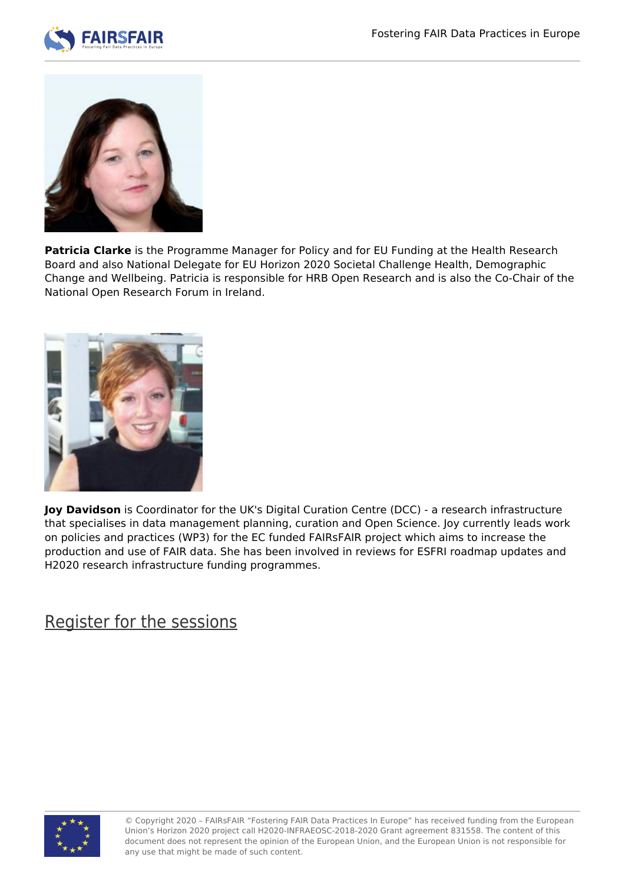**Patricia Clarke** is the Programme Manager for Policy and for EU Funding at the Health Research Board and also National Delegate for EU Horizon 2020 Societal Challenge Health, Demographic Change and Wellbeing. Patricia is responsible for HRB Open Research and is also the Co-Chair of the National Open Research Forum in Ireland.

**Joy Davidson** is Coordinator for the UK's Digital Curation Centre (DCC) - a research infrastructure that specialises in data management planning, curation and Open Science. Joy currently leads work on policies and practices (WP3) for the EC funded FAIRsFAIR project which aims to increase the production and use of FAIR data. She has been involved in reviews for ESFRI roadmap updates and H2020 research infrastructure funding programmes.

## Register for the sessions

© Copyright 2020 – FAIRsFAIR "Fostering FAIR Data Practices In Europe" has received funding from the European Union's Horizon 2020 project call H2020-INFRAEOSC-2018-2020 Grant agreement 831558. The content of this document does not represent the opinion of the European Union, and the European Union is not responsible for any use that might be made of such content.